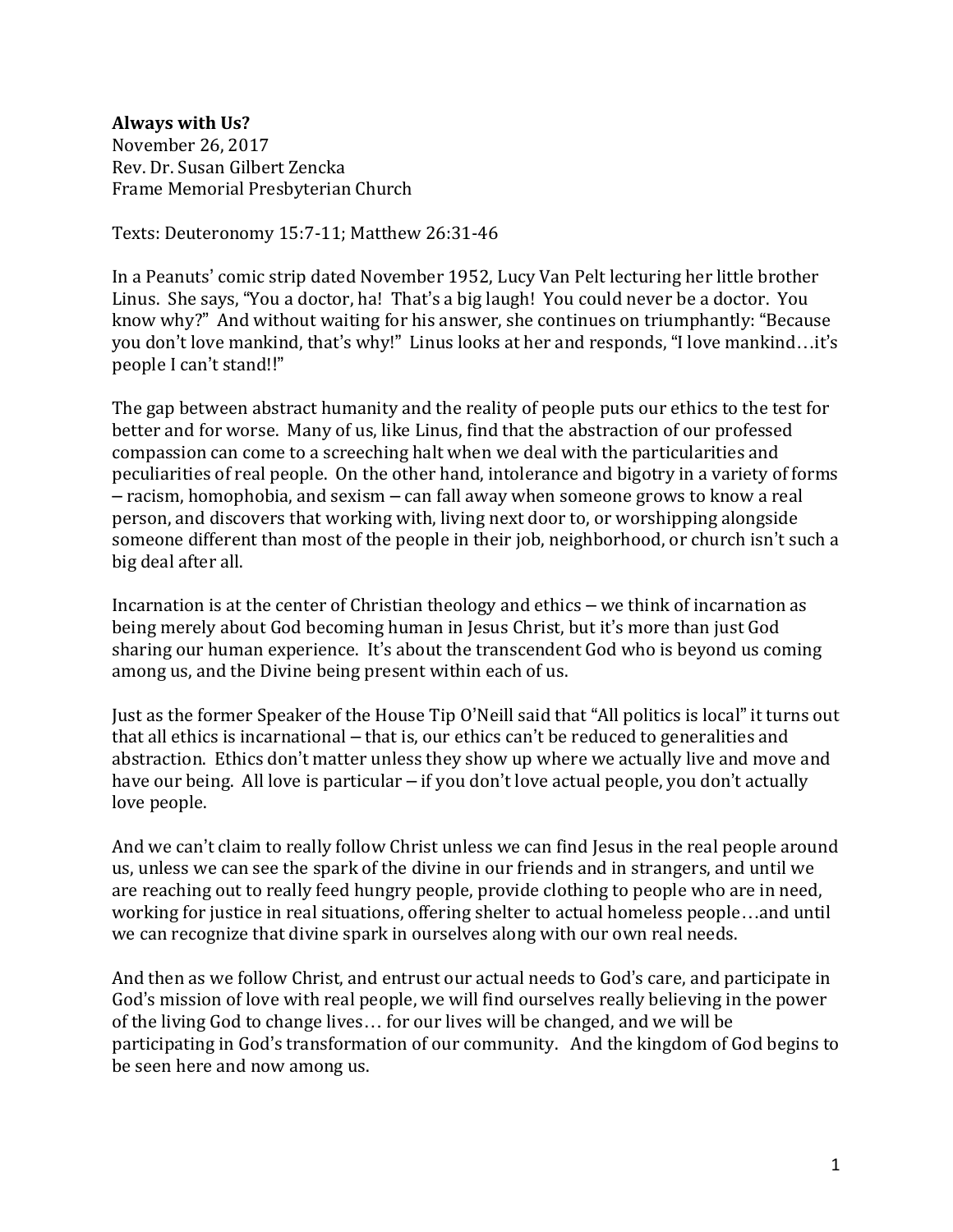**Always with Us?**
November 26, 2017
Rev. Dr. Susan Gilbert Zencka
Frame Memorial Presbyterian Church

Texts: Deuteronomy 15:7-11; Matthew 26:31-46

In a Peanuts' comic strip dated November 1952, Lucy Van Pelt lecturing her little brother Linus. She says, "You a doctor, ha! That's a big laugh! You could never be a doctor. You know why?" And without waiting for his answer, she continues on triumphantly: "Because you don't love mankind, that's why!" Linus looks at her and responds, "I love mankind…it's people I can't stand!!"

The gap between abstract humanity and the reality of people puts our ethics to the test for better and for worse. Many of us, like Linus, find that the abstraction of our professed compassion can come to a screeching halt when we deal with the particularities and peculiarities of real people. On the other hand, intolerance and bigotry in a variety of forms – racism, homophobia, and sexism – can fall away when someone grows to know a real person, and discovers that working with, living next door to, or worshipping alongside someone different than most of the people in their job, neighborhood, or church isn't such a big deal after all.

Incarnation is at the center of Christian theology and ethics – we think of incarnation as being merely about God becoming human in Jesus Christ, but it's more than just God sharing our human experience. It's about the transcendent God who is beyond us coming among us, and the Divine being present within each of us.

Just as the former Speaker of the House Tip O'Neill said that "All politics is local" it turns out that all ethics is incarnational – that is, our ethics can't be reduced to generalities and abstraction. Ethics don't matter unless they show up where we actually live and move and have our being. All love is particular – if you don't love actual people, you don't actually love people.

And we can't claim to really follow Christ unless we can find Jesus in the real people around us, unless we can see the spark of the divine in our friends and in strangers, and until we are reaching out to really feed hungry people, provide clothing to people who are in need, working for justice in real situations, offering shelter to actual homeless people…and until we can recognize that divine spark in ourselves along with our own real needs.

And then as we follow Christ, and entrust our actual needs to God's care, and participate in God's mission of love with real people, we will find ourselves really believing in the power of the living God to change lives… for our lives will be changed, and we will be participating in God's transformation of our community. And the kingdom of God begins to be seen here and now among us.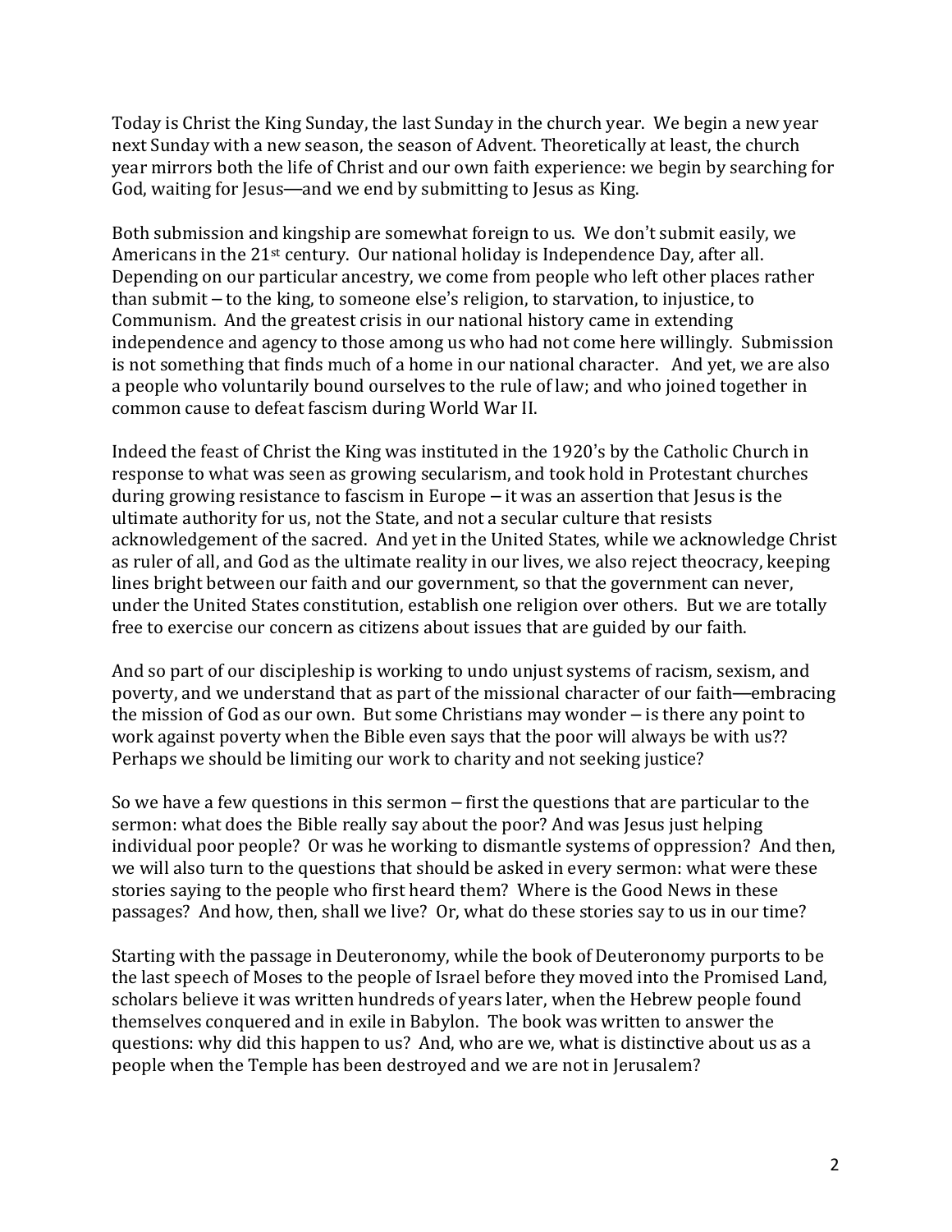Today is Christ the King Sunday, the last Sunday in the church year. We begin a new year next Sunday with a new season, the season of Advent. Theoretically at least, the church year mirrors both the life of Christ and our own faith experience: we begin by searching for God, waiting for Jesus—and we end by submitting to Jesus as King.

Both submission and kingship are somewhat foreign to us. We don't submit easily, we Americans in the 21st century. Our national holiday is Independence Day, after all. Depending on our particular ancestry, we come from people who left other places rather than submit – to the king, to someone else's religion, to starvation, to injustice, to Communism. And the greatest crisis in our national history came in extending independence and agency to those among us who had not come here willingly. Submission is not something that finds much of a home in our national character. And yet, we are also a people who voluntarily bound ourselves to the rule of law; and who joined together in common cause to defeat fascism during World War II.

Indeed the feast of Christ the King was instituted in the 1920's by the Catholic Church in response to what was seen as growing secularism, and took hold in Protestant churches during growing resistance to fascism in Europe – it was an assertion that Jesus is the ultimate authority for us, not the State, and not a secular culture that resists acknowledgement of the sacred. And yet in the United States, while we acknowledge Christ as ruler of all, and God as the ultimate reality in our lives, we also reject theocracy, keeping lines bright between our faith and our government, so that the government can never, under the United States constitution, establish one religion over others. But we are totally free to exercise our concern as citizens about issues that are guided by our faith.

And so part of our discipleship is working to undo unjust systems of racism, sexism, and poverty, and we understand that as part of the missional character of our faith—embracing the mission of God as our own. But some Christians may wonder – is there any point to work against poverty when the Bible even says that the poor will always be with us?? Perhaps we should be limiting our work to charity and not seeking justice?

So we have a few questions in this sermon – first the questions that are particular to the sermon: what does the Bible really say about the poor? And was Jesus just helping individual poor people? Or was he working to dismantle systems of oppression? And then, we will also turn to the questions that should be asked in every sermon: what were these stories saying to the people who first heard them? Where is the Good News in these passages? And how, then, shall we live? Or, what do these stories say to us in our time?

Starting with the passage in Deuteronomy, while the book of Deuteronomy purports to be the last speech of Moses to the people of Israel before they moved into the Promised Land, scholars believe it was written hundreds of years later, when the Hebrew people found themselves conquered and in exile in Babylon. The book was written to answer the questions: why did this happen to us? And, who are we, what is distinctive about us as a people when the Temple has been destroyed and we are not in Jerusalem?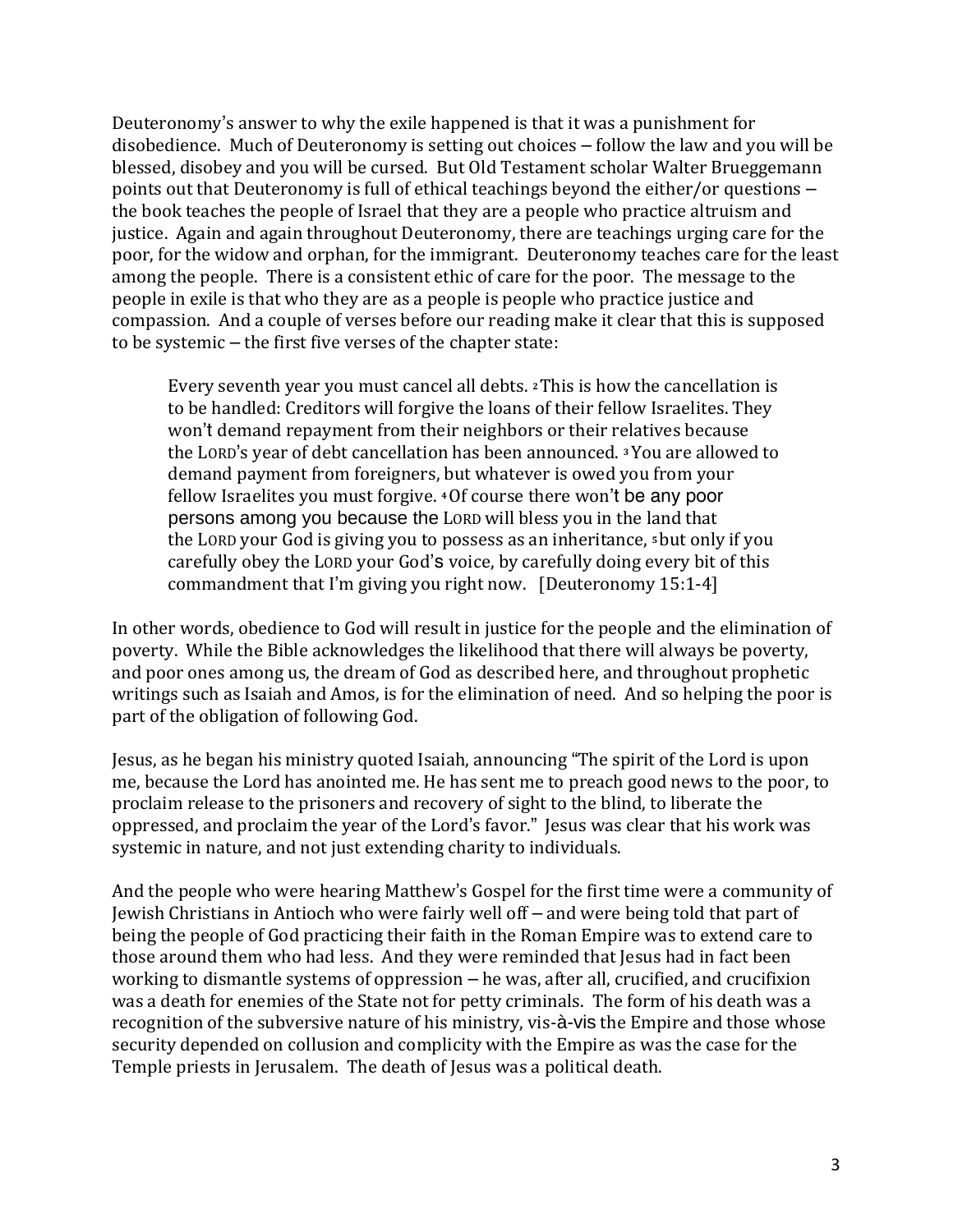Deuteronomy's answer to why the exile happened is that it was a punishment for disobedience. Much of Deuteronomy is setting out choices – follow the law and you will be blessed, disobey and you will be cursed. But Old Testament scholar Walter Brueggemann points out that Deuteronomy is full of ethical teachings beyond the either/or questions – the book teaches the people of Israel that they are a people who practice altruism and justice. Again and again throughout Deuteronomy, there are teachings urging care for the poor, for the widow and orphan, for the immigrant. Deuteronomy teaches care for the least among the people. There is a consistent ethic of care for the poor. The message to the people in exile is that who they are as a people is people who practice justice and compassion. And a couple of verses before our reading make it clear that this is supposed to be systemic – the first five verses of the chapter state:

> Every seventh year you must cancel all debts. 2 This is how the cancellation is to be handled: Creditors will forgive the loans of their fellow Israelites. They won't demand repayment from their neighbors or their relatives because the LORD's year of debt cancellation has been announced. 3 You are allowed to demand payment from foreigners, but whatever is owed you from your fellow Israelites you must forgive. 4 Of course there won't be any poor persons among you because the LORD will bless you in the land that the LORD your God is giving you to possess as an inheritance, 5 but only if you carefully obey the LORD your God's voice, by carefully doing every bit of this commandment that I'm giving you right now. [Deuteronomy 15:1-4]

In other words, obedience to God will result in justice for the people and the elimination of poverty. While the Bible acknowledges the likelihood that there will always be poverty, and poor ones among us, the dream of God as described here, and throughout prophetic writings such as Isaiah and Amos, is for the elimination of need. And so helping the poor is part of the obligation of following God.

Jesus, as he began his ministry quoted Isaiah, announcing "The spirit of the Lord is upon me, because the Lord has anointed me. He has sent me to preach good news to the poor, to proclaim release to the prisoners and recovery of sight to the blind, to liberate the oppressed, and proclaim the year of the Lord's favor." Jesus was clear that his work was systemic in nature, and not just extending charity to individuals.

And the people who were hearing Matthew's Gospel for the first time were a community of Jewish Christians in Antioch who were fairly well off – and were being told that part of being the people of God practicing their faith in the Roman Empire was to extend care to those around them who had less. And they were reminded that Jesus had in fact been working to dismantle systems of oppression – he was, after all, crucified, and crucifixion was a death for enemies of the State not for petty criminals. The form of his death was a recognition of the subversive nature of his ministry, vis-à-vis the Empire and those whose security depended on collusion and complicity with the Empire as was the case for the Temple priests in Jerusalem. The death of Jesus was a political death.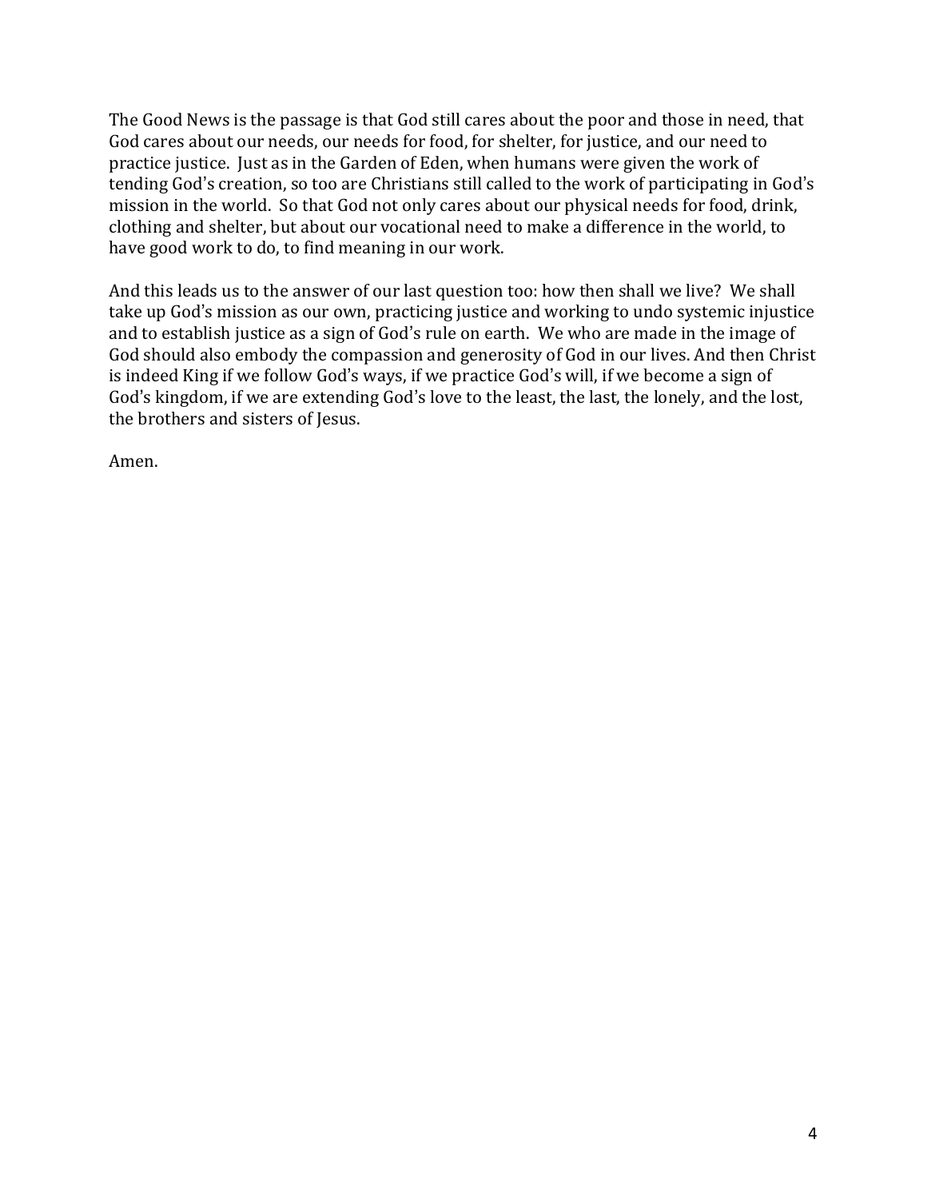The Good News is the passage is that God still cares about the poor and those in need, that God cares about our needs, our needs for food, for shelter, for justice, and our need to practice justice. Just as in the Garden of Eden, when humans were given the work of tending God's creation, so too are Christians still called to the work of participating in God's mission in the world. So that God not only cares about our physical needs for food, drink, clothing and shelter, but about our vocational need to make a difference in the world, to have good work to do, to find meaning in our work.

And this leads us to the answer of our last question too: how then shall we live? We shall take up God's mission as our own, practicing justice and working to undo systemic injustice and to establish justice as a sign of God's rule on earth. We who are made in the image of God should also embody the compassion and generosity of God in our lives. And then Christ is indeed King if we follow God's ways, if we practice God's will, if we become a sign of God's kingdom, if we are extending God's love to the least, the last, the lonely, and the lost, the brothers and sisters of Jesus.

Amen.